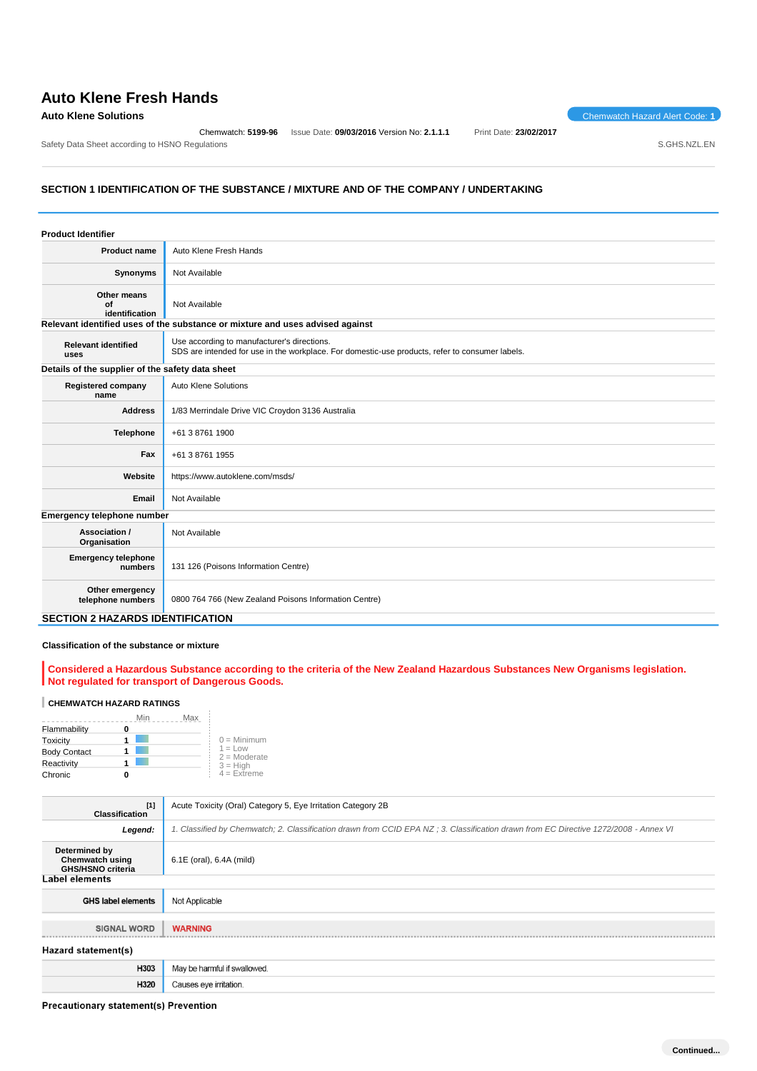# Auto Klene Fresh Hands

**Auto Klene Solutions**

Chemwatch Hazard Alert Code: **1**

Chemwatch: **5199-96** Issue Date: **09/03/2016** Version No: **2.1.1.1** Print Date: **23/02/2017**

Safety Data Sheet according to HSNO Regulations S.GHS.NZL.EN

## SECTION 1 IDENTIFICATION OF THE SUBSTANCE / MIXTURE AND OF THE COMPANY / UNDERTAKING

### Product Identifier

| | |
|---|---|
| **Product name** | Auto Klene Fresh Hands |
| **Synonyms** | Not Available |
| **Other means of identification** | Not Available |

### Relevant identified uses of the substance or mixture and uses advised against

| | |
|---|---|
| **Relevant identified uses** | Use according to manufacturer's directions.<br>SDS are intended for use in the workplace. For domestic-use products, refer to consumer labels. |

### Details of the supplier of the safety data sheet

| | |
|---|---|
| **Registered company name** | Auto Klene Solutions |
| **Address** | 1/83 Merrindale Drive VIC Croydon 3136 Australia |
| **Telephone** | +61 3 8761 1900 |
| **Fax** | +61 3 8761 1955 |
| **Website** | https://www.autoklene.com/msds/ |
| **Email** | Not Available |

### Emergency telephone number

| | |
|---|---|
| **Association / Organisation** | Not Available |
| **Emergency telephone numbers** | 131 126 (Poisons Information Centre) |
| **Other emergency telephone numbers** | 0800 764 766 (New Zealand Poisons Information Centre) |

## SECTION 2 HAZARDS IDENTIFICATION

### Classification of the substance or mixture

**Considered a Hazardous Substance according to the criteria of the New Zealand Hazardous Substances New Organisms legislation. Not regulated for transport of Dangerous Goods.**

#### CHEMWATCH HAZARD RATINGS

| | Min | Max |
|---|---|---|
| Flammability | 0 | |
| Toxicity | 1 | |
| Body Contact | 1 | |
| Reactivity | 1 | |
| Chronic | 0 | |

0 = Minimum
1 = Low
2 = Moderate
3 = High
4 = Extreme

| | |
|---|---|
| **Classification** [1] | Acute Toxicity (Oral) Category 5, Eye Irritation Category 2B |
| ***Legend:*** | *1. Classified by Chemwatch; 2. Classification drawn from CCID EPA NZ ; 3. Classification drawn from EC Directive 1272/2008 - Annex VI* |
| **Determined by Chemwatch using GHS/HSNO criteria** | 6.1E (oral), 6.4A (mild) |

### Label elements

| | |
|---|---|
| **GHS label elements** | Not Applicable |
| **SIGNAL WORD** | **WARNING** |

### Hazard statement(s)

| | |
|---|---|
| **H303** | May be harmful if swallowed. |
| **H320** | Causes eye irritation. |

### Precautionary statement(s) Prevention

Continued...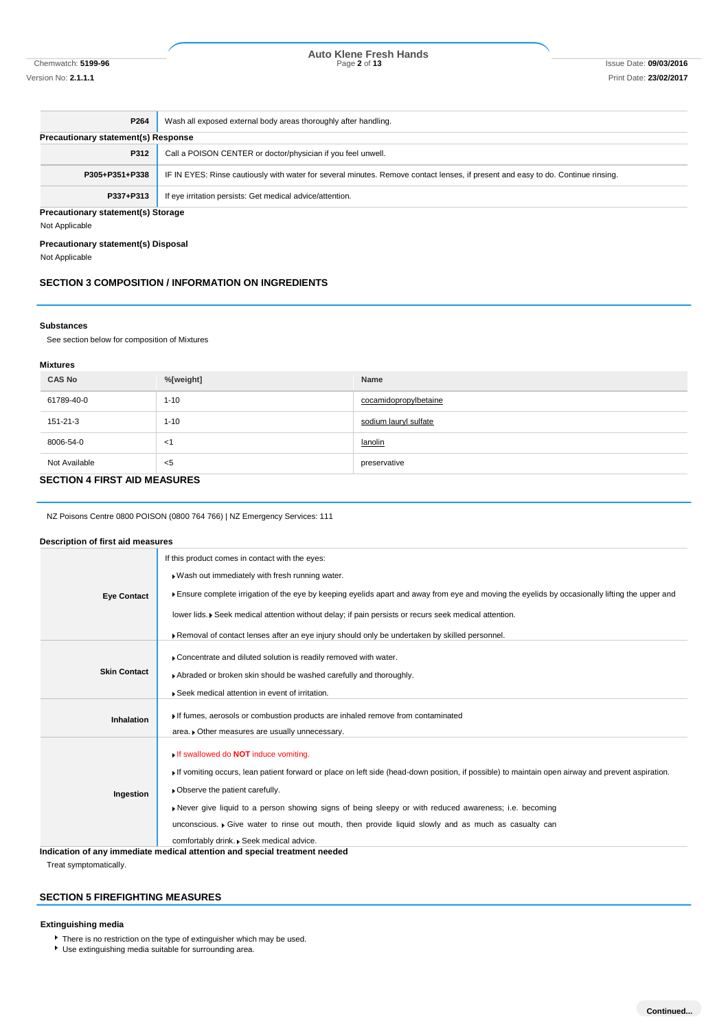| | |
|---|---|
| **P264** | Wash all exposed external body areas thoroughly after handling. |

**Precautionary statement(s) Response**

| | |
|---|---|
| **P312** | Call a POISON CENTER or doctor/physician if you feel unwell. |
| **P305+P351+P338** | IF IN EYES: Rinse cautiously with water for several minutes. Remove contact lenses, if present and easy to do. Continue rinsing. |
| **P337+P313** | If eye irritation persists: Get medical advice/attention. |

**Precautionary statement(s) Storage**

Not Applicable

**Precautionary statement(s) Disposal**

Not Applicable

## SECTION 3 COMPOSITION / INFORMATION ON INGREDIENTS

**Substances**

See section below for composition of Mixtures

**Mixtures**

| CAS No | %[weight] | Name |
|---|---|---|
| 61789-40-0 | 1-10 | cocamidopropylbetaine |
| 151-21-3 | 1-10 | sodium lauryl sulfate |
| 8006-54-0 | <1 | lanolin |
| Not Available | <5 | preservative |

## SECTION 4 FIRST AID MEASURES

NZ Poisons Centre 0800 POISON (0800 764 766) | NZ Emergency Services: 111

**Description of first aid measures**

| | |
|---|---|
| **Eye Contact** | If this product comes in contact with the eyes: <br> - Wash out immediately with fresh running water. <br> - Ensure complete irrigation of the eye by keeping eyelids apart and away from eye and moving the eyelids by occasionally lifting the upper and lower lids. - Seek medical attention without delay; if pain persists or recurs seek medical attention. <br> - Removal of contact lenses after an eye injury should only be undertaken by skilled personnel. |
| **Skin Contact** | - Concentrate and diluted solution is readily removed with water. <br> - Abraded or broken skin should be washed carefully and thoroughly. <br> - Seek medical attention in event of irritation. |
| **Inhalation** | - If fumes, aerosols or combustion products are inhaled remove from contaminated area. - Other measures are usually unnecessary. |
| **Ingestion** | - If swallowed do **NOT** induce vomiting. <br> - If vomiting occurs, lean patient forward or place on left side (head-down position, if possible) to maintain open airway and prevent aspiration. <br> - Observe the patient carefully. <br> - Never give liquid to a person showing signs of being sleepy or with reduced awareness; i.e. becoming unconscious. - Give water to rinse out mouth, then provide liquid slowly and as much as casualty can comfortably drink. - Seek medical advice. |

**Indication of any immediate medical attention and special treatment needed**

Treat symptomatically.

## SECTION 5 FIREFIGHTING MEASURES

**Extinguishing media**

- There is no restriction on the type of extinguisher which may be used.
- Use extinguishing media suitable for surrounding area.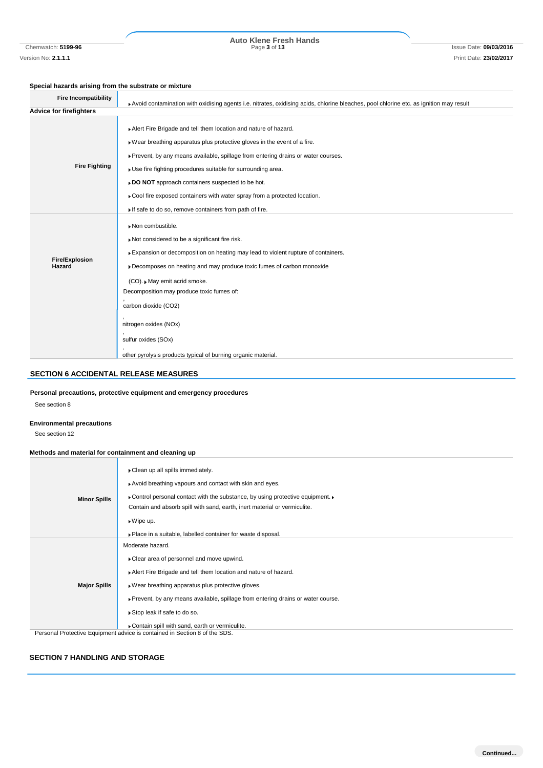### Special hazards arising from the substrate or mixture

| | |
|---|---|
| **Fire Incompatibility** | Avoid contamination with oxidising agents i.e. nitrates, oxidising acids, chlorine bleaches, pool chlorine etc. as ignition may result |

### Advice for firefighters

| | |
|---|---|
| **Fire Fighting** | Alert Fire Brigade and tell them location and nature of hazard.<br>Wear breathing apparatus plus protective gloves in the event of a fire.<br>Prevent, by any means available, spillage from entering drains or water courses.<br>Use fire fighting procedures suitable for surrounding area.<br>**DO NOT** approach containers suspected to be hot.<br>Cool fire exposed containers with water spray from a protected location.<br>If safe to do so, remove containers from path of fire. |
| **Fire/Explosion Hazard** | Non combustible.<br>Not considered to be a significant fire risk.<br>Expansion or decomposition on heating may lead to violent rupture of containers.<br>Decomposes on heating and may produce toxic fumes of carbon monoxide (CO). May emit acrid smoke.<br>Decomposition may produce toxic fumes of:<br>, carbon dioxide ($CO_2$)<br>, nitrogen oxides ($NO_x$)<br>, sulfur oxides ($SO_x$)<br>, other pyrolysis products typical of burning organic material. |

## SECTION 6 ACCIDENTAL RELEASE MEASURES

### Personal precautions, protective equipment and emergency procedures

See section 8

### Environmental precautions

See section 12

### Methods and material for containment and cleaning up

| | |
|---|---|
| **Minor Spills** | Clean up all spills immediately.<br>Avoid breathing vapours and contact with skin and eyes.<br>Control personal contact with the substance, by using protective equipment.<br>Contain and absorb spill with sand, earth, inert material or vermiculite.<br>Wipe up.<br>Place in a suitable, labelled container for waste disposal. |
| **Major Spills** | Moderate hazard.<br>Clear area of personnel and move upwind.<br>Alert Fire Brigade and tell them location and nature of hazard.<br>Wear breathing apparatus plus protective gloves.<br>Prevent, by any means available, spillage from entering drains or water course.<br>Stop leak if safe to do so.<br>Contain spill with sand, earth or vermiculite. |

Personal Protective Equipment advice is contained in Section 8 of the SDS.

## SECTION 7 HANDLING AND STORAGE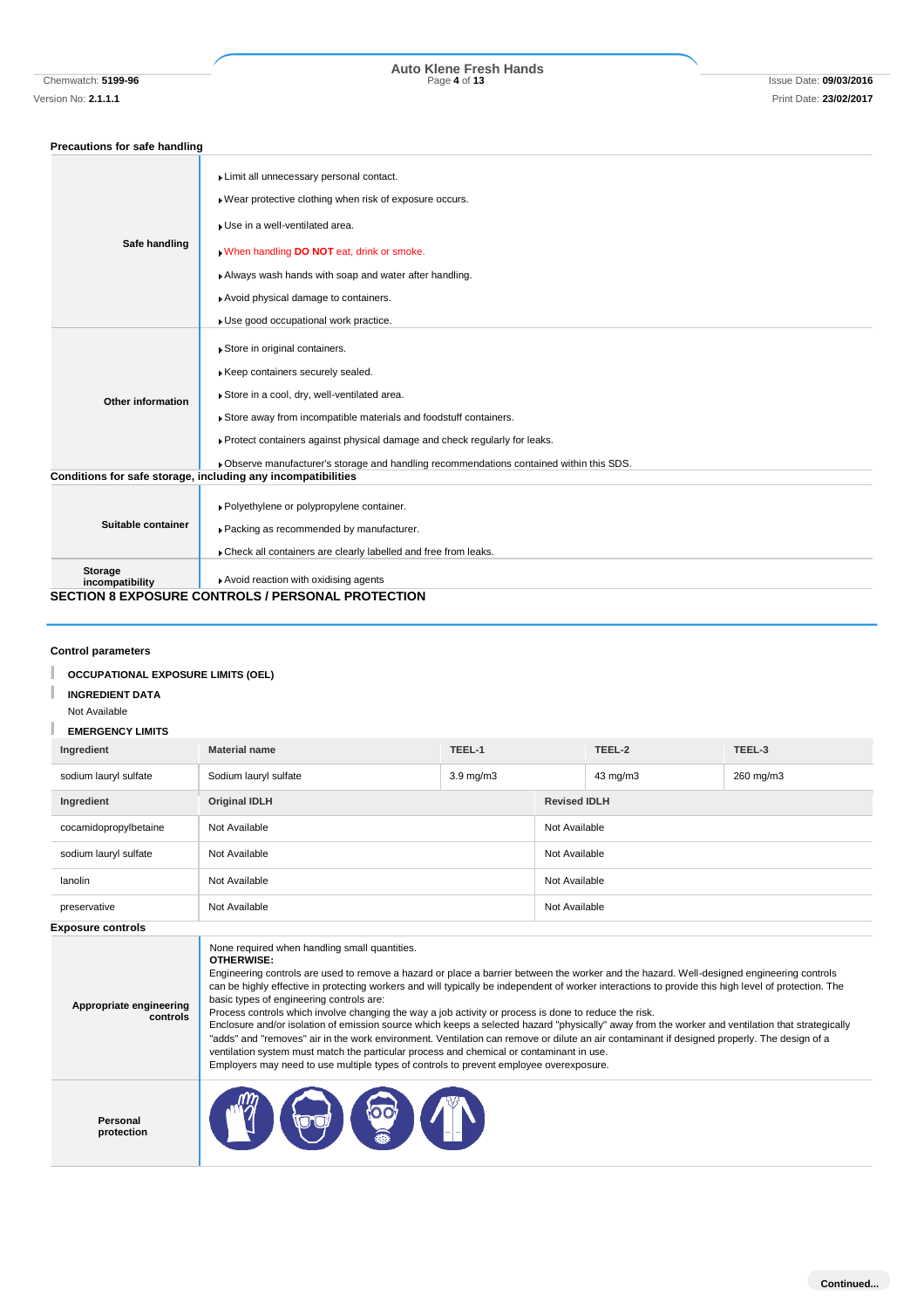### Precautions for safe handling

| | |
|---|---|
| **Safe handling** | ▸ Limit all unnecessary personal contact.<br>▸ Wear protective clothing when risk of exposure occurs.<br>▸ Use in a well-ventilated area.<br>▸ When handling **DO NOT** eat, drink or smoke.<br>▸ Always wash hands with soap and water after handling.<br>▸ Avoid physical damage to containers.<br>▸ Use good occupational work practice. |
| **Other information** | ▸ Store in original containers.<br>▸ Keep containers securely sealed.<br>▸ Store in a cool, dry, well-ventilated area.<br>▸ Store away from incompatible materials and foodstuff containers.<br>▸ Protect containers against physical damage and check regularly for leaks.<br>▸ Observe manufacturer's storage and handling recommendations contained within this SDS. |

### Conditions for safe storage, including any incompatibilities

| | |
|---|---|
| **Suitable container** | ▸ Polyethylene or polypropylene container.<br>▸ Packing as recommended by manufacturer.<br>▸ Check all containers are clearly labelled and free from leaks. |
| **Storage incompatibility** | ▸ Avoid reaction with oxidising agents |

## SECTION 8 EXPOSURE CONTROLS / PERSONAL PROTECTION

### Control parameters

**OCCUPATIONAL EXPOSURE LIMITS (OEL)**

**INGREDIENT DATA**

Not Available

**EMERGENCY LIMITS**

| Ingredient | Material name | TEEL-1 | TEEL-2 | TEEL-3 |
|---|---|---|---|---|
| sodium lauryl sulfate | Sodium lauryl sulfate | 3.9 mg/m3 | 43 mg/m3 | 260 mg/m3 |

| Ingredient | Original IDLH | Revised IDLH |
|---|---|---|
| cocamidopropylbetaine | Not Available | Not Available |
| sodium lauryl sulfate | Not Available | Not Available |
| lanolin | Not Available | Not Available |
| preservative | Not Available | Not Available |

### Exposure controls

| | |
|---|---|
| **Appropriate engineering controls** | None required when handling small quantities.<br>**OTHERWISE:**<br>Engineering controls are used to remove a hazard or place a barrier between the worker and the hazard. Well-designed engineering controls can be highly effective in protecting workers and will typically be independent of worker interactions to provide this high level of protection. The basic types of engineering controls are:<br>Process controls which involve changing the way a job activity or process is done to reduce the risk.<br>Enclosure and/or isolation of emission source which keeps a selected hazard "physically" away from the worker and ventilation that strategically "adds" and "removes" air in the work environment. Ventilation can remove or dilute an air contaminant if designed properly. The design of a ventilation system must match the particular process and chemical or contaminant in use.<br>Employers may need to use multiple types of controls to prevent employee overexposure. |
| **Personal protection** | |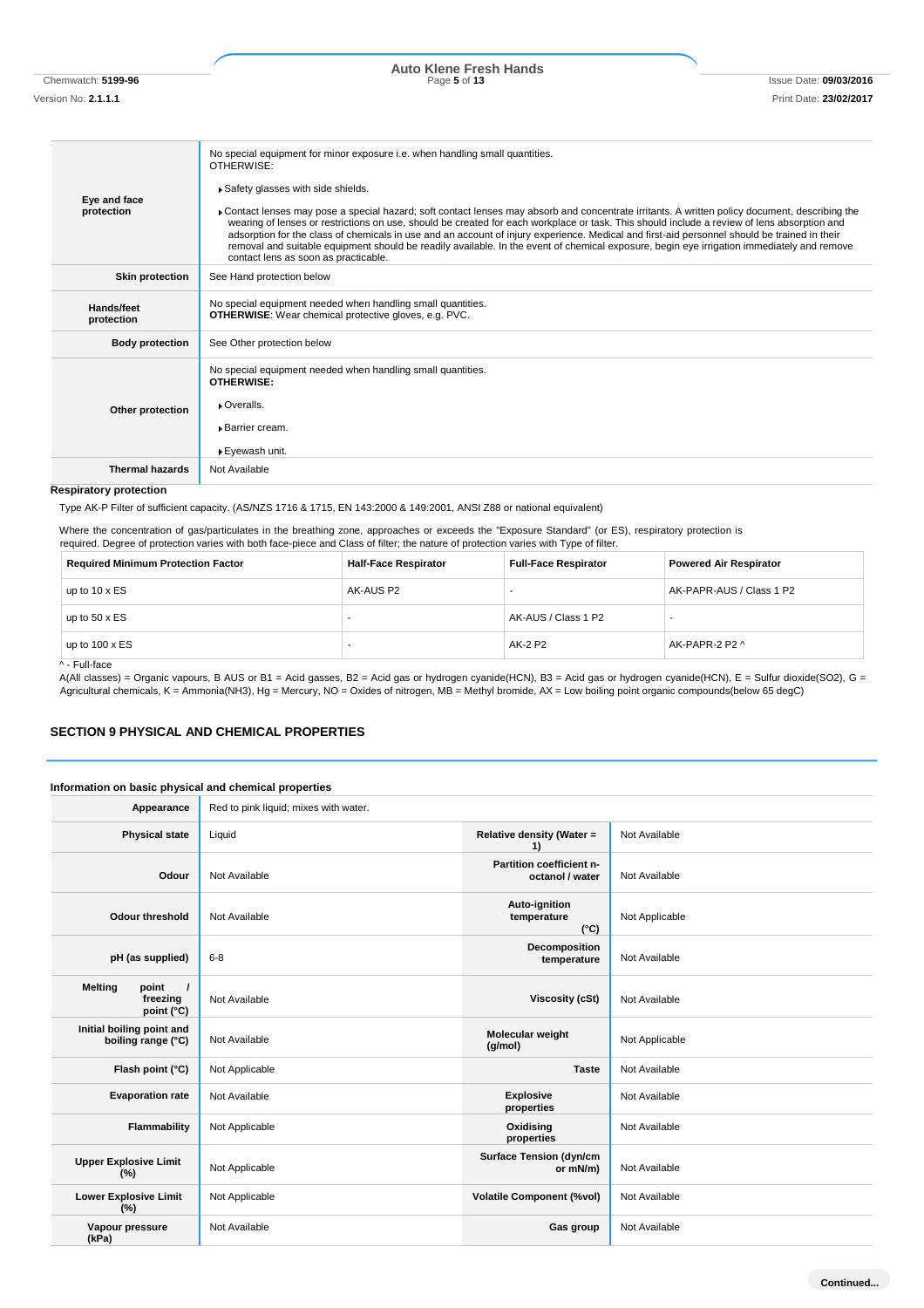| | |
|---|---|
| **Eye and face protection** | No special equipment for minor exposure i.e. when handling small quantities.<br>OTHERWISE:<br>▸ Safety glasses with side shields.<br>▸ Contact lenses may pose a special hazard; soft contact lenses may absorb and concentrate irritants. A written policy document, describing the wearing of lenses or restrictions on use, should be created for each workplace or task. This should include a review of lens absorption and adsorption for the class of chemicals in use and an account of injury experience. Medical and first-aid personnel should be trained in their removal and suitable equipment should be readily available. In the event of chemical exposure, begin eye irrigation immediately and remove contact lens as soon as practicable. |
| **Skin protection** | See Hand protection below |
| **Hands/feet protection** | No special equipment needed when handling small quantities.<br>**OTHERWISE**: Wear chemical protective gloves, e.g. PVC. |
| **Body protection** | See Other protection below |
| **Other protection** | No special equipment needed when handling small quantities.<br>**OTHERWISE:**<br>▸ Overalls.<br>▸ Barrier cream.<br>▸ Eyewash unit. |
| **Thermal hazards** | Not Available |

**Respiratory protection**

Type AK-P Filter of sufficient capacity. (AS/NZS 1716 & 1715, EN 143:2000 & 149:2001, ANSI Z88 or national equivalent)

Where the concentration of gas/particulates in the breathing zone, approaches or exceeds the "Exposure Standard" (or ES), respiratory protection is required. Degree of protection varies with both face-piece and Class of filter; the nature of protection varies with Type of filter.

| Required Minimum Protection Factor | Half-Face Respirator | Full-Face Respirator | Powered Air Respirator |
|---|---|---|---|
| up to 10 x ES | AK-AUS P2 | - | AK-PAPR-AUS / Class 1 P2 |
| up to 50 x ES | - | AK-AUS / Class 1 P2 | - |
| up to 100 x ES | - | AK-2 P2 | AK-PAPR-2 P2 ^ |

^ - Full-face

A(All classes) = Organic vapours, B AUS or B1 = Acid gasses, B2 = Acid gas or hydrogen cyanide(HCN), B3 = Acid gas or hydrogen cyanide(HCN), E = Sulfur dioxide(SO2), G = Agricultural chemicals, K = Ammonia(NH3), Hg = Mercury, NO = Oxides of nitrogen, MB = Methyl bromide, AX = Low boiling point organic compounds(below 65 degC)

## SECTION 9 PHYSICAL AND CHEMICAL PROPERTIES

### Information on basic physical and chemical properties

| | | | |
|---|---|---|---|
| **Appearance** | Red to pink liquid; mixes with water. | | |
| **Physical state** | Liquid | **Relative density (Water = 1)** | Not Available |
| **Odour** | Not Available | **Partition coefficient n-octanol / water** | Not Available |
| **Odour threshold** | Not Available | **Auto-ignition temperature (°C)** | Not Applicable |
| **pH (as supplied)** | 6-8 | **Decomposition temperature** | Not Available |
| **Melting point / freezing point (°C)** | Not Available | **Viscosity (cSt)** | Not Available |
| **Initial boiling point and boiling range (°C)** | Not Available | **Molecular weight (g/mol)** | Not Applicable |
| **Flash point (°C)** | Not Applicable | **Taste** | Not Available |
| **Evaporation rate** | Not Available | **Explosive properties** | Not Available |
| **Flammability** | Not Applicable | **Oxidising properties** | Not Available |
| **Upper Explosive Limit (%)** | Not Applicable | **Surface Tension (dyn/cm or mN/m)** | Not Available |
| **Lower Explosive Limit (%)** | Not Applicable | **Volatile Component (%vol)** | Not Available |
| **Vapour pressure (kPa)** | Not Available | **Gas group** | Not Available |

Continued...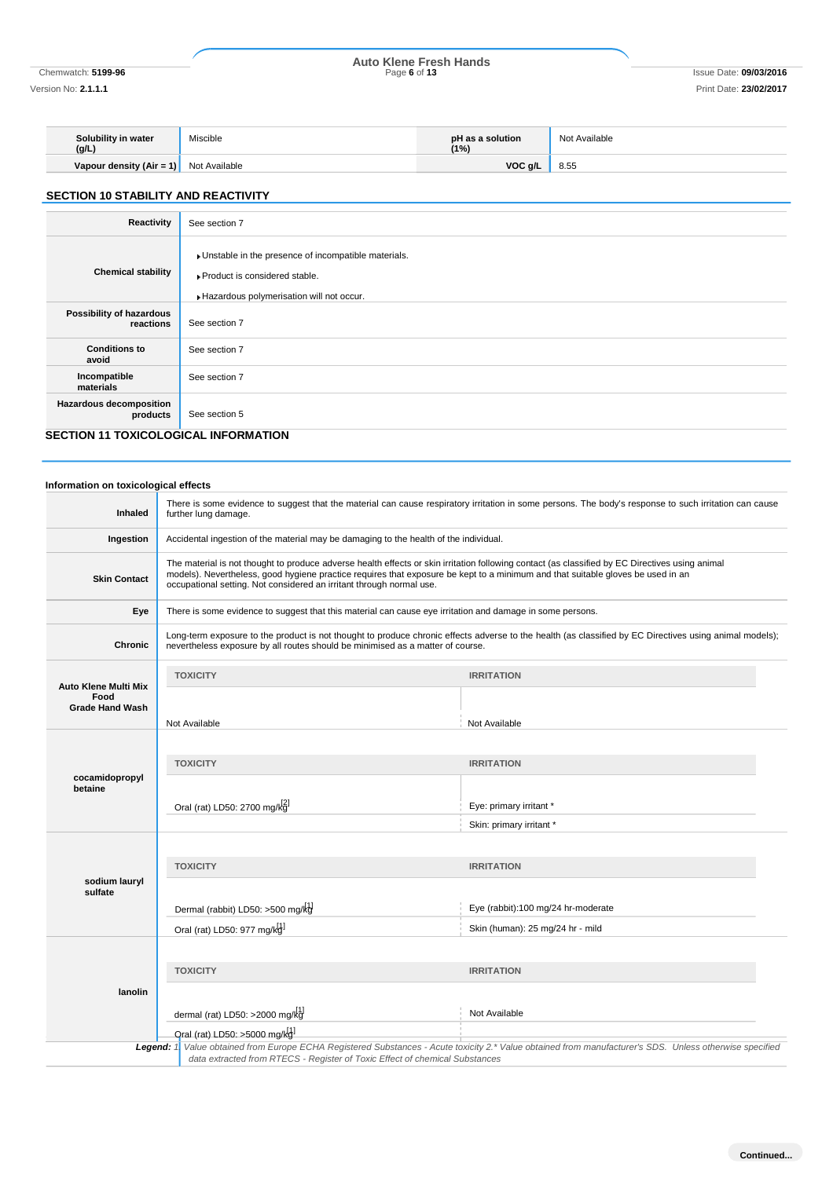| Solubility in water (g/L) | Miscible | pH as a solution (1%) | Not Available |
|---|---|---|---|
| Vapour density (Air = 1) | Not Available | VOC g/L | 8.55 |

## SECTION 10 STABILITY AND REACTIVITY

| | |
|---|---|
| Reactivity | See section 7 |
| Chemical stability | ▸Unstable in the presence of incompatible materials.<br>▸Product is considered stable.<br>▸Hazardous polymerisation will not occur. |
| Possibility of hazardous reactions | See section 7 |
| Conditions to avoid | See section 7 |
| Incompatible materials | See section 7 |
| Hazardous decomposition products | See section 5 |

## SECTION 11 TOXICOLOGICAL INFORMATION

### Information on toxicological effects

| | |
|---|---|
| Inhaled | There is some evidence to suggest that the material can cause respiratory irritation in some persons. The body's response to such irritation can cause further lung damage. |
| Ingestion | Accidental ingestion of the material may be damaging to the health of the individual. |
| Skin Contact | The material is not thought to produce adverse health effects or skin irritation following contact (as classified by EC Directives using animal models). Nevertheless, good hygiene practice requires that exposure be kept to a minimum and that suitable gloves be used in an occupational setting. Not considered an irritant through normal use. |
| Eye | There is some evidence to suggest that this material can cause eye irritation and damage in some persons. |
| Chronic | Long-term exposure to the product is not thought to produce chronic effects adverse to the health (as classified by EC Directives using animal models); nevertheless exposure by all routes should be minimised as a matter of course. |

| | TOXICITY | IRRITATION |
|---|---|---|
| Auto Klene Multi Mix Food Grade Hand Wash | Not Available | Not Available |
| cocamidopropyl betaine | Oral (rat) LD50: 2700 mg/kg[2] | Eye: primary irritant * |
| | | Skin: primary irritant * |
| sodium lauryl sulfate | Dermal (rabbit) LD50: >500 mg/kg[1] | Eye (rabbit):100 mg/24 hr-moderate |
| | Oral (rat) LD50: 977 mg/kg[1] | Skin (human): 25 mg/24 hr - mild |
| lanolin | dermal (rat) LD50: >2000 mg/kg[1] | Not Available |
| | Oral (rat) LD50: >5000 mg/kg[1] | |

**Legend:** *1. Value obtained from Europe ECHA Registered Substances - Acute toxicity 2.* Value obtained from manufacturer's SDS. Unless otherwise specified data extracted from RTECS - Register of Toxic Effect of chemical Substances*

Continued...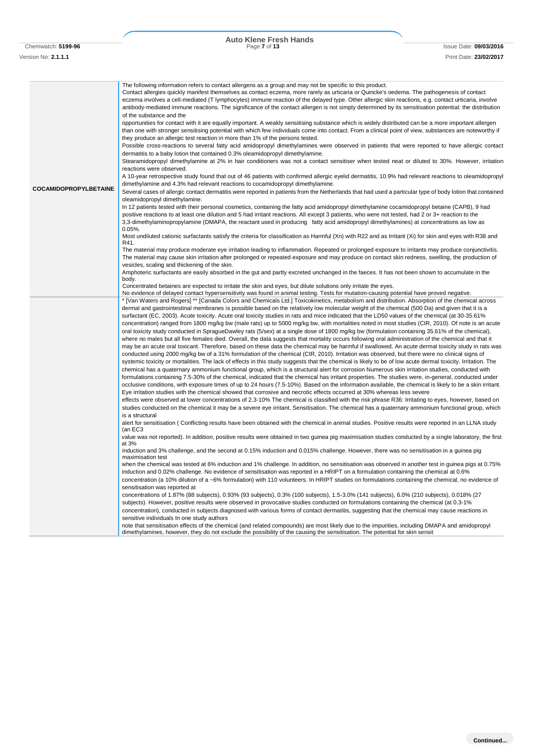| | |
|---|---|
| **COCAMIDOPROPYLBETAINE** | The following information refers to contact allergens as a group and may not be specific to this product.<br>Contact allergies quickly manifest themselves as contact eczema, more rarely as urticaria or Quincke's oedema. The pathogenesis of contact eczema involves a cell-mediated (T lymphocytes) immune reaction of the delayed type. Other allergic skin reactions, e.g. contact urticaria, involve antibody-mediated immune reactions. The significance of the contact allergen is not simply determined by its sensitisation potential: the distribution of the substance and the<br>opportunities for contact with it are equally important. A weakly sensitising substance which is widely distributed can be a more important allergen than one with stronger sensitising potential with which few individuals come into contact. From a clinical point of view, substances are noteworthy if they produce an allergic test reaction in more than 1% of the persons tested.<br>Possible cross-reactions to several fatty acid amidopropyl dimethylamines were observed in patients that were reported to have allergic contact dermatitis to a baby lotion that contained 0.3% oleamidopropyl dimethylamine.<br>Stearamidopropyl dimethylamine at 2% in hair conditioners was not a contact sensitiser when tested neat or diluted to 30%. However, irritation reactions were observed.<br>A 10-year retrospective study found that out of 46 patients with confirmed allergic eyelid dermatitis, 10.9% had relevant reactions to oleamidopropyl dimethylamine and 4.3% had relevant reactions to cocamidopropyl dimethylamine.<br>Several cases of allergic contact dermatitis were reported in patients from the Netherlands that had used a particular type of body lotion that contained oleamidopropyl dimethylamine.<br>In 12 patients tested with their personal cosmetics, containing the fatty acid amidopropyl dimethylamine cocamidopropyl betaine (CAPB), 9 had positive reactions to at least one dilution and 5 had irritant reactions. All except 3 patients, who were not tested, had 2 or 3+ reaction to the 3,3-dimethylaminopropylamine (DMAPA, the reactant used in producing fatty acid amidopropyl dimethylamines) at concentrations as low as 0.05%.<br>Most undiluted cationic surfactants satisfy the criteria for classification as Harmful (Xn) with R22 and as Irritant (Xi) for skin and eyes with R38 and R41.<br>The material may produce moderate eye irritation leading to inflammation. Repeated or prolonged exposure to irritants may produce conjunctivitis.<br>The material may cause skin irritation after prolonged or repeated exposure and may produce on contact skin redness, swelling, the production of vesicles, scaling and thickening of the skin.<br>Amphoteric surfactants are easily absorbed in the gut and partly excreted unchanged in the faeces. It has not been shown to accumulate in the body.<br>Concentrated betaines are expected to irritate the skin and eyes, but dilute solutions only irritate the eyes.<br>No evidence of delayed contact hypersensitivity was found in animal testing. Tests for mutation-causing potential have proved negative. |
| | * [Van Waters and Rogers] ** [Canada Colors and Chemicals Ltd.] Toxicokinetics, metabolism and distribution. Absorption of the chemical across dermal and gastrointestinal membranes is possible based on the relatively low molecular weight of the chemical (500 Da) and given that it is a surfactant (EC, 2003). Acute toxicity. Acute oral toxicity studies in rats and mice indicated that the LD50 values of the chemical (at 30-35.61% concentration) ranged from 1800 mg/kg bw (male rats) up to 5000 mg/kg bw, with mortalities noted in most studies (CIR, 2010). Of note is an acute oral toxicity study conducted in SpragueDawley rats (5/sex) at a single dose of 1800 mg/kg bw (formulation containing 35.61% of the chemical), where no males but all five females died. Overall, the data suggests that mortality occurs following oral administration of the chemical and that it may be an acute oral toxicant. Therefore, based on these data the chemical may be harmful if swallowed. An acute dermal toxicity study in rats was conducted using 2000 mg/kg bw of a 31% formulation of the chemical (CIR, 2010). Irritation was observed, but there were no clinical signs of systemic toxicity or mortalities. The lack of effects in this study suggests that the chemical is likely to be of low acute dermal toxicity. Irritation. The chemical has a quaternary ammonium functional group, which is a structural alert for corrosion Numerous skin irritation studies, conducted with formulations containing 7.5-30% of the chemical, indicated that the chemical has irritant properties. The studies were, in-general, conducted under occlusive conditions, with exposure times of up to 24 hours (7.5-10%). Based on the information available, the chemical is likely to be a skin irritant. Eye irritation studies with the chemical showed that corrosive and necrotic effects occurred at 30% whereas less severe<br>effects were observed at lower concentrations of 2.3-10% The chemical is classified with the risk phrase R36: Irritating to eyes, however, based on studies conducted on the chemical it may be a severe eye irritant. Sensitisation. The chemical has a quaternary ammonium functional group, which is a structural<br>alert for sensitisation ( Conflicting results have been obtained with the chemical in animal studies. Positive results were reported in an LLNA study (an EC3<br>value was not reported). In addition, positive results were obtained in two guinea pig maximisation studies conducted by a single laboratory, the first at 3%<br>induction and 3% challenge, and the second at 0.15% induction and 0.015% challenge. However, there was no sensitisation in a guinea pig maximisation test<br>when the chemical was tested at 6% induction and 1% challenge. In addition, no sensitisation was observed in another test in guinea pigs at 0.75% induction and 0.02% challenge. No evidence of sensitisation was reported in a HRIPT on a formulation containing the chemical at 0.6% concentration (a 10% dilution of a ~6% formulation) with 110 volunteers. In HRIPT studies on formulations containing the chemical, no evidence of sensitisation was reported at<br>concentrations of 1.87% (88 subjects), 0.93% (93 subjects), 0.3% (100 subjects), 1.5-3.0% (141 subjects), 6.0% (210 subjects), 0.018% (27 subjects). However, positive results were observed in provocative studies conducted on formulations containing the chemical (at 0.3-1% concentration), conducted in subjects diagnosed with various forms of contact dermatitis, suggesting that the chemical may cause reactions in sensitive individuals In one study authors<br>note that sensitisation effects of the chemical (and related compounds) are most likely due to the impurities, including DMAPA and amidopropyl dimethylamines, however, they do not exclude the possibility of the causing the sensitisation. The potential for skin sensit |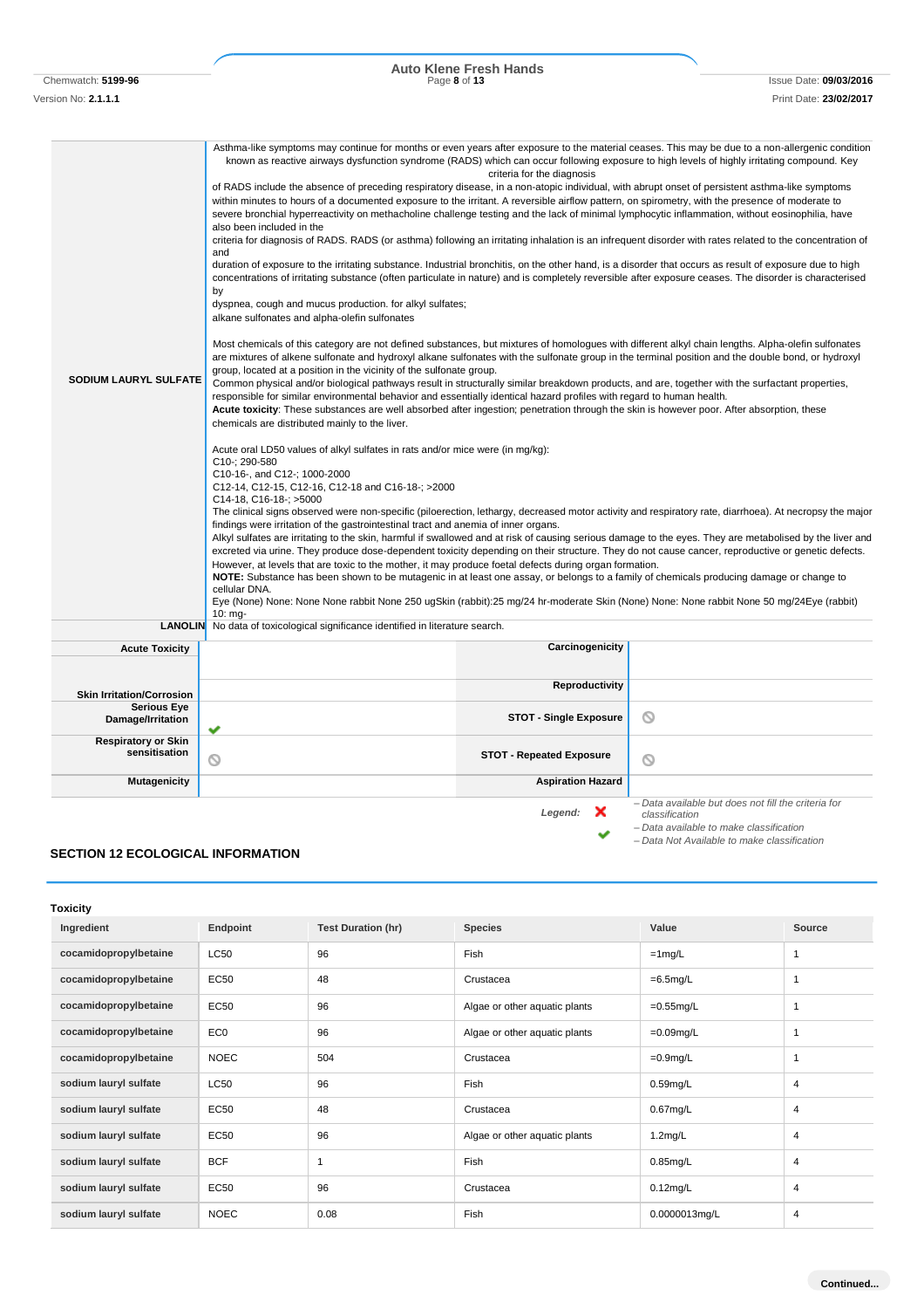| | |
|---|---|
| **SODIUM LAURYL SULFATE** | Asthma-like symptoms may continue for months or even years after exposure to the material ceases. This may be due to a non-allergenic condition known as reactive airways dysfunction syndrome (RADS) which can occur following exposure to high levels of highly irritating compound. Key criteria for the diagnosis of RADS include the absence of preceding respiratory disease, in a non-atopic individual, with abrupt onset of persistent asthma-like symptoms within minutes to hours of a documented exposure to the irritant. A reversible airflow pattern, on spirometry, with the presence of moderate to severe bronchial hyperreactivity on methacholine challenge testing and the lack of minimal lymphocytic inflammation, without eosinophilia, have also been included in the criteria for diagnosis of RADS. RADS (or asthma) following an irritating inhalation is an infrequent disorder with rates related to the concentration of and duration of exposure to the irritating substance. Industrial bronchitis, on the other hand, is a disorder that occurs as result of exposure due to high concentrations of irritating substance (often particulate in nature) and is completely reversible after exposure ceases. The disorder is characterised by dyspnea, cough and mucus production. for alkyl sulfates;<br>alkane sulfonates and alpha-olefin sulfonates<br><br>Most chemicals of this category are not defined substances, but mixtures of homologues with different alkyl chain lengths. Alpha-olefin sulfonates are mixtures of alkene sulfonate and hydroxyl alkane sulfonates with the sulfonate group in the terminal position and the double bond, or hydroxyl group, located at a position in the vicinity of the sulfonate group.<br>Common physical and/or biological pathways result in structurally similar breakdown products, and are, together with the surfactant properties, responsible for similar environmental behavior and essentially identical hazard profiles with regard to human health.<br>**Acute toxicity**: These substances are well absorbed after ingestion; penetration through the skin is however poor. After absorption, these chemicals are distributed mainly to the liver.<br><br>Acute oral LD50 values of alkyl sulfates in rats and/or mice were (in mg/kg):<br>C10-; 290-580<br>C10-16-, and C12-; 1000-2000<br>C12-14, C12-15, C12-16, C12-18 and C16-18-; >2000<br>C14-18, C16-18-; >5000<br>The clinical signs observed were non-specific (piloerection, lethargy, decreased motor activity and respiratory rate, diarrhoea). At necropsy the major findings were irritation of the gastrointestinal tract and anemia of inner organs.<br>Alkyl sulfates are irritating to the skin, harmful if swallowed and at risk of causing serious damage to the eyes. They are metabolised by the liver and excreted via urine. They produce dose-dependent toxicity depending on their structure. They do not cause cancer, reproductive or genetic defects. However, at levels that are toxic to the mother, it may produce foetal defects during organ formation.<br>**NOTE:** Substance has been shown to be mutagenic in at least one assay, or belongs to a family of chemicals producing damage or change to cellular DNA.<br>Eye (None) None: None None rabbit None 250 ugSkin (rabbit):25 mg/24 hr-moderate Skin (None) None: None rabbit None 50 mg/24Eye (rabbit) 10: mg- |
| **LANOLIN** | No data of toxicological significance identified in literature search. |

| | | | |
|---|---|---|---|
| **Acute Toxicity** | | **Carcinogenicity** | |
| **Skin Irritation/Corrosion** | | **Reproductivity** | |
| **Serious Eye Damage/Irritation** | ✔ | **STOT - Single Exposure** | ⦸ |
| **Respiratory or Skin sensitisation** | ⦸ | **STOT - Repeated Exposure** | ⦸ |
| **Mutagenicity** | | **Aspiration Hazard** | |

*Legend:* ✘ – *Data available but does not fill the criteria for classification*
✔ – *Data available to make classification*
⦸ – *Data Not Available to make classification*

## SECTION 12 ECOLOGICAL INFORMATION

### Toxicity

| Ingredient | Endpoint | Test Duration (hr) | Species | Value | Source |
|---|---|---|---|---|---|
| cocamidopropylbetaine | LC50 | 96 | Fish | =1mg/L | 1 |
| cocamidopropylbetaine | EC50 | 48 | Crustacea | =6.5mg/L | 1 |
| cocamidopropylbetaine | EC50 | 96 | Algae or other aquatic plants | =0.55mg/L | 1 |
| cocamidopropylbetaine | EC0 | 96 | Algae or other aquatic plants | =0.09mg/L | 1 |
| cocamidopropylbetaine | NOEC | 504 | Crustacea | =0.9mg/L | 1 |
| sodium lauryl sulfate | LC50 | 96 | Fish | 0.59mg/L | 4 |
| sodium lauryl sulfate | EC50 | 48 | Crustacea | 0.67mg/L | 4 |
| sodium lauryl sulfate | EC50 | 96 | Algae or other aquatic plants | 1.2mg/L | 4 |
| sodium lauryl sulfate | BCF | 1 | Fish | 0.85mg/L | 4 |
| sodium lauryl sulfate | EC50 | 96 | Crustacea | 0.12mg/L | 4 |
| sodium lauryl sulfate | NOEC | 0.08 | Fish | 0.0000013mg/L | 4 |

Continued...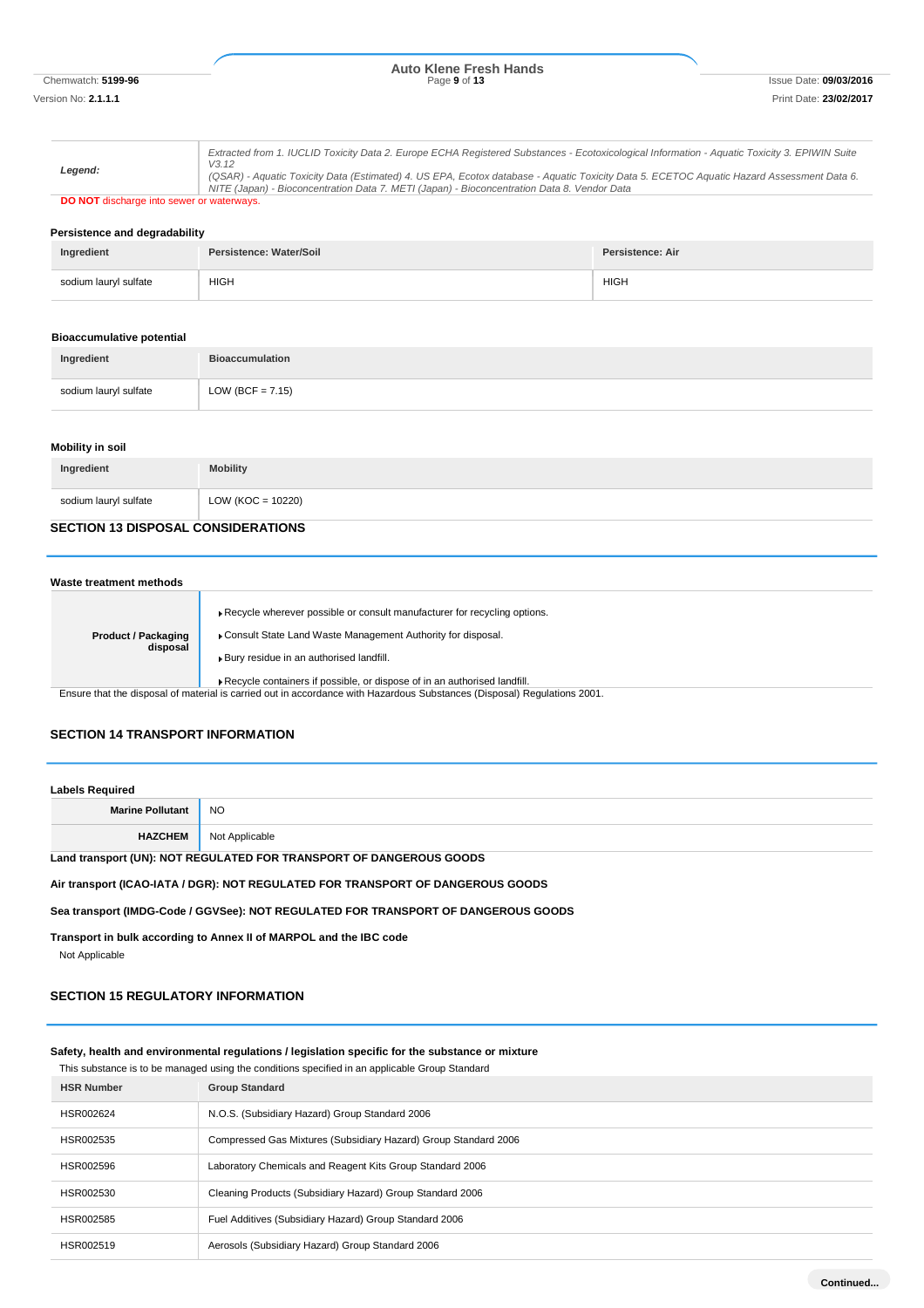| | |
|---|---|
| **Legend:** | *Extracted from 1. IUCLID Toxicity Data 2. Europe ECHA Registered Substances - Ecotoxicological Information - Aquatic Toxicity 3. EPIWIN Suite V3.12 (QSAR) - Aquatic Toxicity Data (Estimated) 4. US EPA, Ecotox database - Aquatic Toxicity Data 5. ECETOC Aquatic Hazard Assessment Data 6. NITE (Japan) - Bioconcentration Data 7. METI (Japan) - Bioconcentration Data 8. Vendor Data* |

**DO NOT** discharge into sewer or waterways.

### Persistence and degradability

| Ingredient | Persistence: Water/Soil | Persistence: Air |
|---|---|---|
| sodium lauryl sulfate | HIGH | HIGH |

### Bioaccumulative potential

| Ingredient | Bioaccumulation |
|---|---|
| sodium lauryl sulfate | LOW (BCF = 7.15) |

### Mobility in soil

| Ingredient | Mobility |
|---|---|
| sodium lauryl sulfate | LOW (KOC = 10220) |

## SECTION 13 DISPOSAL CONSIDERATIONS

### Waste treatment methods

| | |
|---|---|
| **Product / Packaging disposal** | ▸ Recycle wherever possible or consult manufacturer for recycling options.<br>▸ Consult State Land Waste Management Authority for disposal.<br>▸ Bury residue in an authorised landfill.<br>▸ Recycle containers if possible, or dispose of in an authorised landfill. |

Ensure that the disposal of material is carried out in accordance with Hazardous Substances (Disposal) Regulations 2001.

## SECTION 14 TRANSPORT INFORMATION

### Labels Required

| | |
|---|---|
| **Marine Pollutant** | NO |
| **HAZCHEM** | Not Applicable |

**Land transport (UN): NOT REGULATED FOR TRANSPORT OF DANGEROUS GOODS**

**Air transport (ICAO-IATA / DGR): NOT REGULATED FOR TRANSPORT OF DANGEROUS GOODS**

**Sea transport (IMDG-Code / GGVSee): NOT REGULATED FOR TRANSPORT OF DANGEROUS GOODS**

**Transport in bulk according to Annex II of MARPOL and the IBC code**

Not Applicable

## SECTION 15 REGULATORY INFORMATION

### Safety, health and environmental regulations / legislation specific for the substance or mixture

This substance is to be managed using the conditions specified in an applicable Group Standard

| HSR Number | Group Standard |
|---|---|
| HSR002624 | N.O.S. (Subsidiary Hazard) Group Standard 2006 |
| HSR002535 | Compressed Gas Mixtures (Subsidiary Hazard) Group Standard 2006 |
| HSR002596 | Laboratory Chemicals and Reagent Kits Group Standard 2006 |
| HSR002530 | Cleaning Products (Subsidiary Hazard) Group Standard 2006 |
| HSR002585 | Fuel Additives (Subsidiary Hazard) Group Standard 2006 |
| HSR002519 | Aerosols (Subsidiary Hazard) Group Standard 2006 |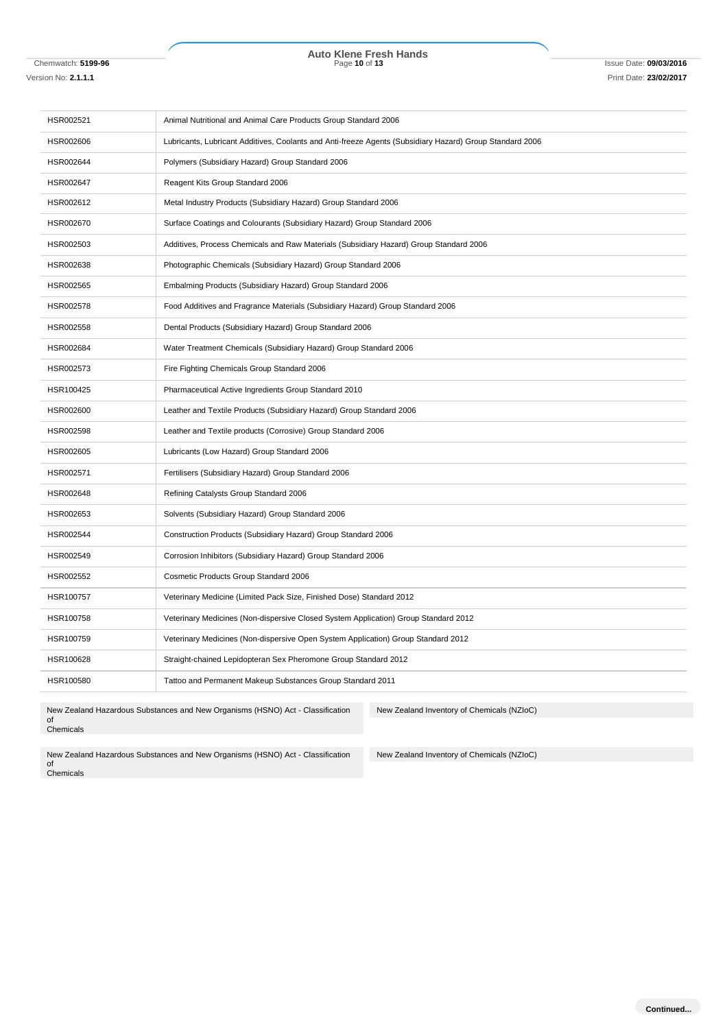| | |
|---|---|
| HSR002521 | Animal Nutritional and Animal Care Products Group Standard 2006 |
| HSR002606 | Lubricants, Lubricant Additives, Coolants and Anti-freeze Agents (Subsidiary Hazard) Group Standard 2006 |
| HSR002644 | Polymers (Subsidiary Hazard) Group Standard 2006 |
| HSR002647 | Reagent Kits Group Standard 2006 |
| HSR002612 | Metal Industry Products (Subsidiary Hazard) Group Standard 2006 |
| HSR002670 | Surface Coatings and Colourants (Subsidiary Hazard) Group Standard 2006 |
| HSR002503 | Additives, Process Chemicals and Raw Materials (Subsidiary Hazard) Group Standard 2006 |
| HSR002638 | Photographic Chemicals (Subsidiary Hazard) Group Standard 2006 |
| HSR002565 | Embalming Products (Subsidiary Hazard) Group Standard 2006 |
| HSR002578 | Food Additives and Fragrance Materials (Subsidiary Hazard) Group Standard 2006 |
| HSR002558 | Dental Products (Subsidiary Hazard) Group Standard 2006 |
| HSR002684 | Water Treatment Chemicals (Subsidiary Hazard) Group Standard 2006 |
| HSR002573 | Fire Fighting Chemicals Group Standard 2006 |
| HSR100425 | Pharmaceutical Active Ingredients Group Standard 2010 |
| HSR002600 | Leather and Textile Products (Subsidiary Hazard) Group Standard 2006 |
| HSR002598 | Leather and Textile products (Corrosive) Group Standard 2006 |
| HSR002605 | Lubricants (Low Hazard) Group Standard 2006 |
| HSR002571 | Fertilisers (Subsidiary Hazard) Group Standard 2006 |
| HSR002648 | Refining Catalysts Group Standard 2006 |
| HSR002653 | Solvents (Subsidiary Hazard) Group Standard 2006 |
| HSR002544 | Construction Products (Subsidiary Hazard) Group Standard 2006 |
| HSR002549 | Corrosion Inhibitors (Subsidiary Hazard) Group Standard 2006 |
| HSR002552 | Cosmetic Products Group Standard 2006 |
| HSR100757 | Veterinary Medicine (Limited Pack Size, Finished Dose) Standard 2012 |
| HSR100758 | Veterinary Medicines (Non-dispersive Closed System Application) Group Standard 2012 |
| HSR100759 | Veterinary Medicines (Non-dispersive Open System Application) Group Standard 2012 |
| HSR100628 | Straight-chained Lepidopteran Sex Pheromone Group Standard 2012 |
| HSR100580 | Tattoo and Permanent Makeup Substances Group Standard 2011 |

| | |
|---|---|
| New Zealand Hazardous Substances and New Organisms (HSNO) Act - Classification of Chemicals | New Zealand Inventory of Chemicals (NZIoC) |

| | |
|---|---|
| New Zealand Hazardous Substances and New Organisms (HSNO) Act - Classification of Chemicals | New Zealand Inventory of Chemicals (NZIoC) |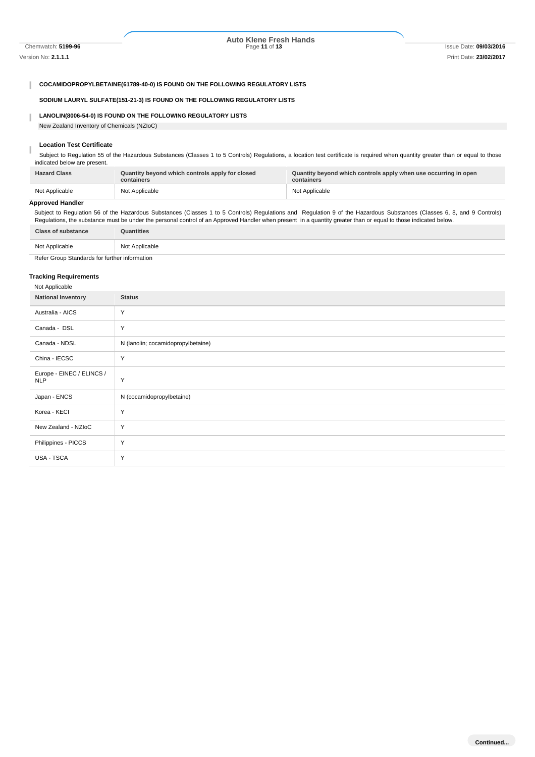**COCAMIDOPROPYLBETAINE(61789-40-0) IS FOUND ON THE FOLLOWING REGULATORY LISTS**

**SODIUM LAURYL SULFATE(151-21-3) IS FOUND ON THE FOLLOWING REGULATORY LISTS**

**LANOLIN(8006-54-0) IS FOUND ON THE FOLLOWING REGULATORY LISTS**

New Zealand Inventory of Chemicals (NZIoC)

### Location Test Certificate

Subject to Regulation 55 of the Hazardous Substances (Classes 1 to 5 Controls) Regulations, a location test certificate is required when quantity greater than or equal to those indicated below are present.

| Hazard Class | Quantity beyond which controls apply for closed containers | Quantity beyond which controls apply when use occurring in open containers |
|---|---|---|
| Not Applicable | Not Applicable | Not Applicable |

### Approved Handler

Subject to Regulation 56 of the Hazardous Substances (Classes 1 to 5 Controls) Regulations and Regulation 9 of the Hazardous Substances (Classes 6, 8, and 9 Controls) Regulations, the substance must be under the personal control of an Approved Handler when present in a quantity greater than or equal to those indicated below.

| Class of substance | Quantities |
|---|---|
| Not Applicable | Not Applicable |

Refer Group Standards for further information

### Tracking Requirements

Not Applicable

| National Inventory | Status |
|---|---|
| Australia - AICS | Y |
| Canada - DSL | Y |
| Canada - NDSL | N (lanolin; cocamidopropylbetaine) |
| China - IECSC | Y |
| Europe - EINEC / ELINCS / NLP | Y |
| Japan - ENCS | N (cocamidopropylbetaine) |
| Korea - KECI | Y |
| New Zealand - NZIoC | Y |
| Philippines - PICCS | Y |
| USA - TSCA | Y |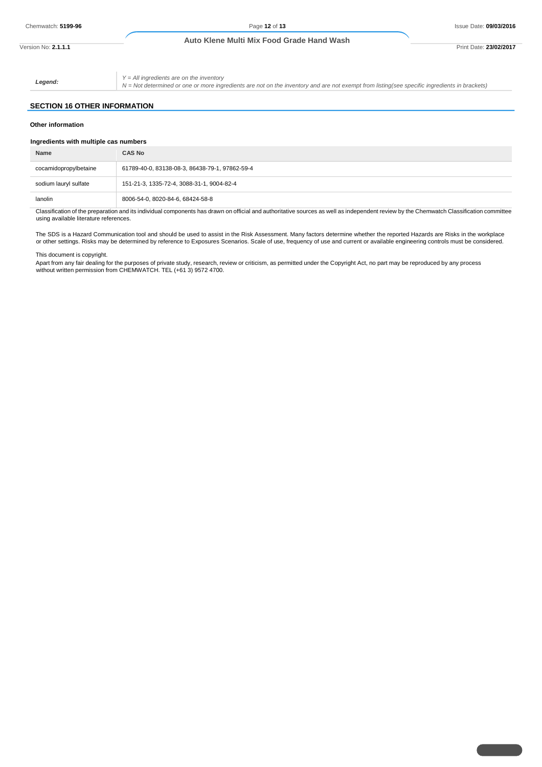| | |
|---|---|
| ***Legend:*** | *Y = All ingredients are on the inventory*<br>*N = Not determined or one or more ingredients are not on the inventory and are not exempt from listing(see specific ingredients in brackets)* |

## SECTION 16 OTHER INFORMATION

### Other information

### Ingredients with multiple cas numbers

| Name | CAS No |
|---|---|
| cocamidopropylbetaine | 61789-40-0, 83138-08-3, 86438-79-1, 97862-59-4 |
| sodium lauryl sulfate | 151-21-3, 1335-72-4, 3088-31-1, 9004-82-4 |
| lanolin | 8006-54-0, 8020-84-6, 68424-58-8 |

Classification of the preparation and its individual components has drawn on official and authoritative sources as well as independent review by the Chemwatch Classification committee using available literature references.

The SDS is a Hazard Communication tool and should be used to assist in the Risk Assessment. Many factors determine whether the reported Hazards are Risks in the workplace or other settings. Risks may be determined by reference to Exposures Scenarios. Scale of use, frequency of use and current or available engineering controls must be considered.

This document is copyright.

Apart from any fair dealing for the purposes of private study, research, review or criticism, as permitted under the Copyright Act, no part may be reproduced by any process without written permission from CHEMWATCH. TEL (+61 3) 9572 4700.